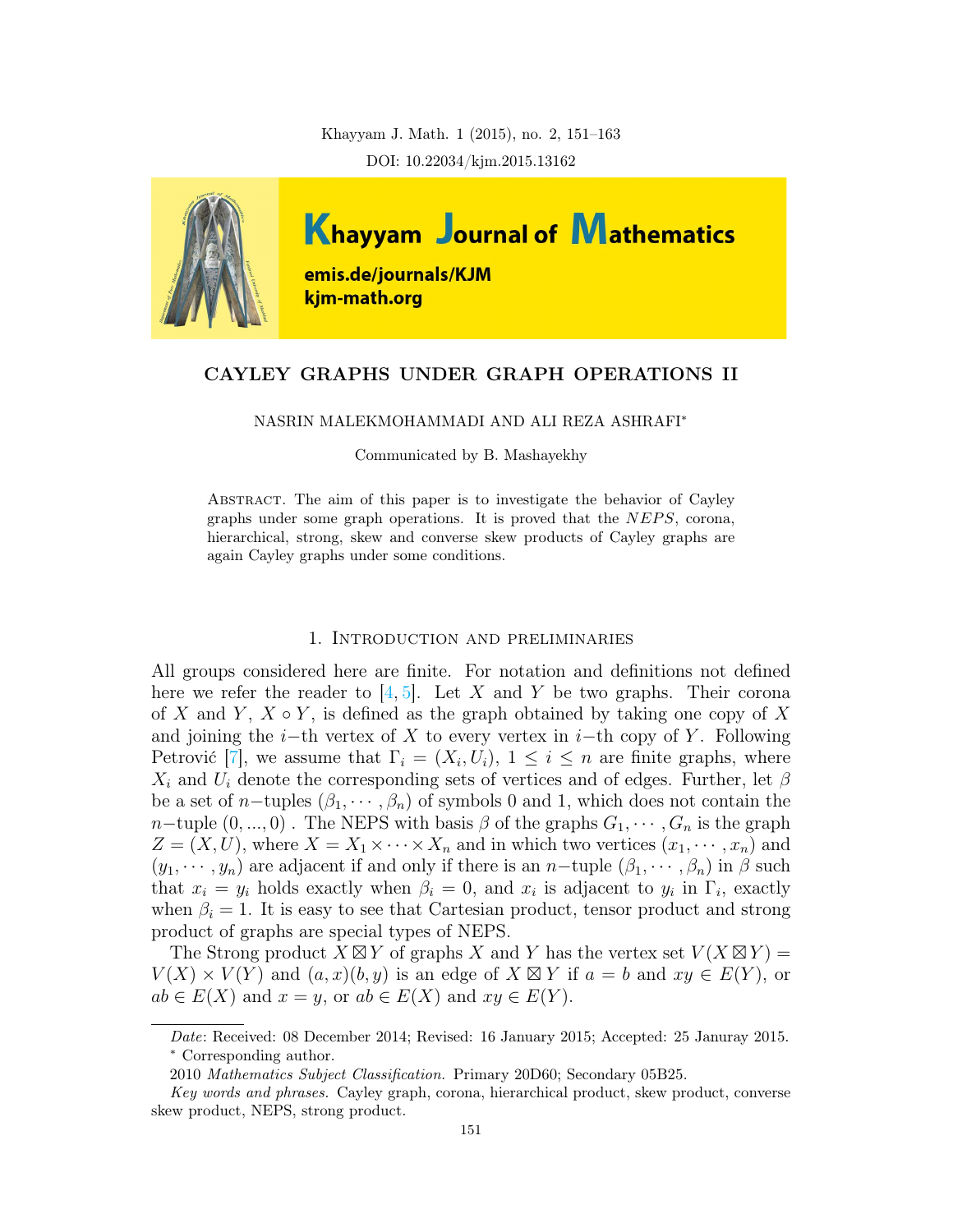Khayyam J. Math. 1 (2015), no. 2, 151–163
DOI: 10.22034/kjm.2015.13162

# CAYLEY GRAPHS UNDER GRAPH OPERATIONS II

NASRIN MALEKMOHAMMADI AND ALI REZA ASHRAFI*

Communicated by B. Mashayekhy

Abstract. The aim of this paper is to investigate the behavior of Cayley graphs under some graph operations. It is proved that the $NEPS$, corona, hierarchical, strong, skew and converse skew products of Cayley graphs are again Cayley graphs under some conditions.

## 1. Introduction and preliminaries

All groups considered here are finite. For notation and definitions not defined here we refer the reader to [4, 5]. Let $X$ and $Y$ be two graphs. Their corona of $X$ and $Y$, $X \circ Y$, is defined as the graph obtained by taking one copy of $X$ and joining the $i-$th vertex of $X$ to every vertex in $i-$th copy of $Y$. Following Petrović [7], we assume that $\Gamma_i = (X_i, U_i)$, $1 \leq i \leq n$ are finite graphs, where $X_i$ and $U_i$ denote the corresponding sets of vertices and of edges. Further, let $\beta$ be a set of $n-$tuples $(\beta_1, \cdots, \beta_n)$ of symbols 0 and 1, which does not contain the $n-$tuple $(0, ..., 0)$ . The NEPS with basis $\beta$ of the graphs $G_1, \cdots, G_n$ is the graph $Z = (X, U)$, where $X = X_1 \times \cdots \times X_n$ and in which two vertices $(x_1, \cdots, x_n)$ and $(y_1, \cdots, y_n)$ are adjacent if and only if there is an $n-$tuple $(\beta_1, \cdots, \beta_n)$ in $\beta$ such that $x_i = y_i$ holds exactly when $\beta_i = 0$, and $x_i$ is adjacent to $y_i$ in $\Gamma_i$, exactly when $\beta_i = 1$. It is easy to see that Cartesian product, tensor product and strong product of graphs are special types of NEPS.

The Strong product $X \boxtimes Y$ of graphs $X$ and $Y$ has the vertex set $V(X \boxtimes Y) = V(X) \times V(Y)$ and $(a, x)(b, y)$ is an edge of $X \boxtimes Y$ if $a = b$ and $xy \in E(Y)$, or $ab \in E(X)$ and $x = y$, or $ab \in E(X)$ and $xy \in E(Y)$.

*Date*: Received: 08 December 2014; Revised: 16 January 2015; Accepted: 25 Januray 2015.

\* Corresponding author.

2010 *Mathematics Subject Classification.* Primary 20D60; Secondary 05B25.

*Key words and phrases.* Cayley graph, corona, hierarchical product, skew product, converse skew product, NEPS, strong product.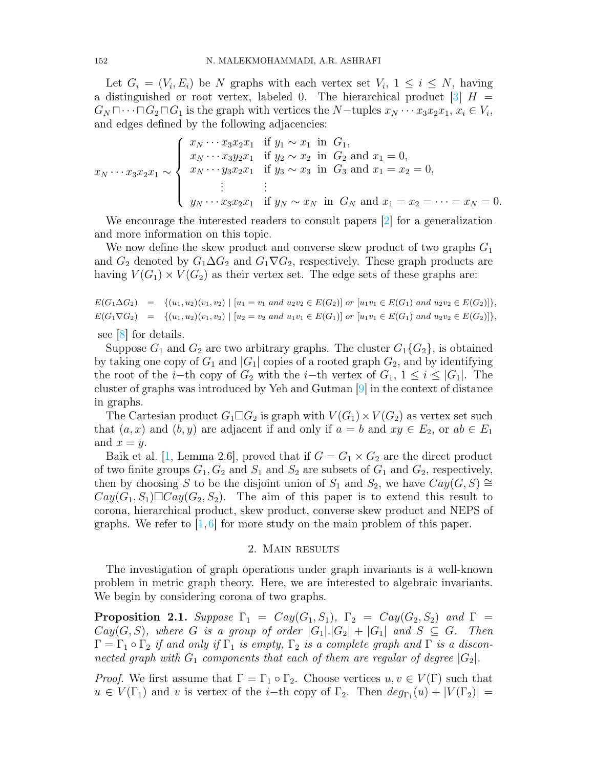Let $G_i = (V_i, E_i)$ be $N$ graphs with each vertex set $V_i$, $1 \leq i \leq N$, having a distinguished or root vertex, labeled 0. The hierarchical product [3] $H = G_N \sqcap \cdots \sqcap G_2 \sqcap G_1$ is the graph with vertices the $N-$tuples $x_N \cdots x_3x_2x_1$, $x_i \in V_i$, and edges defined by the following adjacencies:

$$x_N \cdots x_3x_2x_1 \sim \begin{cases} x_N \cdots x_3x_2x_1 & \text{if } y_1 \sim x_1 \text{ in } G_1, \\ x_N \cdots x_3y_2x_1 & \text{if } y_2 \sim x_2 \text{ in } G_2 \text{ and } x_1 = 0, \\ x_N \cdots y_3x_2x_1 & \text{if } y_3 \sim x_3 \text{ in } G_3 \text{ and } x_1 = x_2 = 0, \\ \quad\vdots & \quad\vdots \\ y_N \cdots x_3x_2x_1 & \text{if } y_N \sim x_N \text{ in } G_N \text{ and } x_1 = x_2 = \cdots = x_N = 0. \end{cases}$$

We encourage the interested readers to consult papers [2] for a generalization and more information on this topic.

We now define the skew product and converse skew product of two graphs $G_1$ and $G_2$ denoted by $G_1 \Delta G_2$ and $G_1 \nabla G_2$, respectively. These graph products are having $V(G_1) \times V(G_2)$ as their vertex set. The edge sets of these graphs are:

$$\begin{aligned} E(G_1 \Delta G_2) &= \{(u_1,u_2)(v_1,v_2) \mid [u_1 = v_1 \text{ and } u_2v_2 \in E(G_2)] \text{ or } [u_1v_1 \in E(G_1) \text{ and } u_2v_2 \in E(G_2)]\}, \\ E(G_1 \nabla G_2) &= \{(u_1,u_2)(v_1,v_2) \mid [u_2 = v_2 \text{ and } u_1v_1 \in E(G_1)] \text{ or } [u_1v_1 \in E(G_1) \text{ and } u_2v_2 \in E(G_2)]\}, \end{aligned}$$

see [8] for details.

Suppose $G_1$ and $G_2$ are two arbitrary graphs. The cluster $G_1\{G_2\}$, is obtained by taking one copy of $G_1$ and $|G_1|$ copies of a rooted graph $G_2$, and by identifying the root of the $i-$th copy of $G_2$ with the $i-$th vertex of $G_1$, $1 \leq i \leq |G_1|$. The cluster of graphs was introduced by Yeh and Gutman [9] in the context of distance in graphs.

The Cartesian product $G_1 \square G_2$ is graph with $V(G_1) \times V(G_2)$ as vertex set such that $(a, x)$ and $(b, y)$ are adjacent if and only if $a = b$ and $xy \in E_2$, or $ab \in E_1$ and $x = y$.

Baik et al. [1, Lemma 2.6], proved that if $G = G_1 \times G_2$ are the direct product of two finite groups $G_1, G_2$ and $S_1$ and $S_2$ are subsets of $G_1$ and $G_2$, respectively, then by choosing $S$ to be the disjoint union of $S_1$ and $S_2$, we have $Cay(G, S) \cong Cay(G_1, S_1) \square Cay(G_2, S_2)$. The aim of this paper is to extend this result to corona, hierarchical product, skew product, converse skew product and NEPS of graphs. We refer to [1,6] for more study on the main problem of this paper.

## 2. Main results

The investigation of graph operations under graph invariants is a well-known problem in metric graph theory. Here, we are interested to algebraic invariants. We begin by considering corona of two graphs.

**Proposition 2.1.** *Suppose $\Gamma_1 = Cay(G_1, S_1)$, $\Gamma_2 = Cay(G_2, S_2)$ and $\Gamma = Cay(G, S)$, where $G$ is a group of order $|G_1|.|G_2| + |G_1|$ and $S \subseteq G$. Then $\Gamma = \Gamma_1 \circ \Gamma_2$ if and only if $\Gamma_1$ is empty, $\Gamma_2$ is a complete graph and $\Gamma$ is a disconnected graph with $G_1$ components that each of them are regular of degree $|G_2|$.*

*Proof.* We first assume that $\Gamma = \Gamma_1 \circ \Gamma_2$. Choose vertices $u, v \in V(\Gamma)$ such that $u \in V(\Gamma_1)$ and $v$ is vertex of the $i-$th copy of $\Gamma_2$. Then $deg_{\Gamma_1}(u) + |V(\Gamma_2)| =$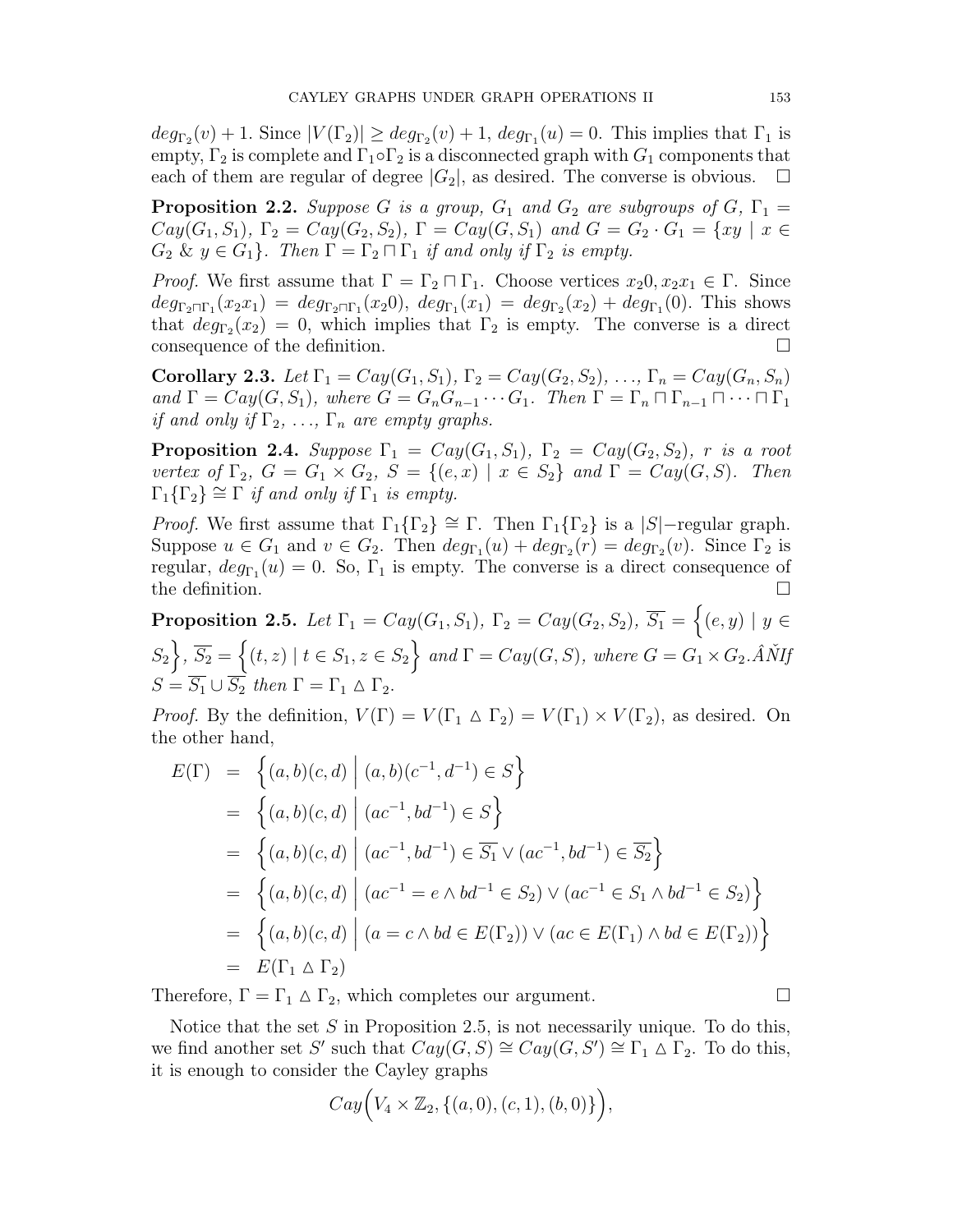$deg_{\Gamma_2}(v) + 1$. Since $|V(\Gamma_2)| \geq deg_{\Gamma_2}(v) + 1$, $deg_{\Gamma_1}(u) = 0$. This implies that $\Gamma_1$ is empty, $\Gamma_2$ is complete and $\Gamma_1 \circ \Gamma_2$ is a disconnected graph with $G_1$ components that each of them are regular of degree $|G_2|$, as desired. The converse is obvious. $\square$

**Proposition 2.2.** *Suppose $G$ is a group, $G_1$ and $G_2$ are subgroups of $G$, $\Gamma_1 = Cay(G_1, S_1)$, $\Gamma_2 = Cay(G_2, S_2)$, $\Gamma = Cay(G, S_1)$ and $G = G_2 \cdot G_1 = \{xy \mid x \in G_2 \ \& \ y \in G_1\}$. Then $\Gamma = \Gamma_2 \sqcap \Gamma_1$ if and only if $\Gamma_2$ is empty.*

*Proof.* We first assume that $\Gamma = \Gamma_2 \sqcap \Gamma_1$. Choose vertices $x_2 0, x_2 x_1 \in \Gamma$. Since $deg_{\Gamma_2 \sqcap \Gamma_1}(x_2 x_1) = deg_{\Gamma_2 \sqcap \Gamma_1}(x_2 0)$, $deg_{\Gamma_1}(x_1) = deg_{\Gamma_2}(x_2) + deg_{\Gamma_1}(0)$. This shows that $deg_{\Gamma_2}(x_2) = 0$, which implies that $\Gamma_2$ is empty. The converse is a direct consequence of the definition. $\square$

**Corollary 2.3.** *Let $\Gamma_1 = Cay(G_1, S_1)$, $\Gamma_2 = Cay(G_2, S_2)$, $\ldots$, $\Gamma_n = Cay(G_n, S_n)$ and $\Gamma = Cay(G, S_1)$, where $G = G_n G_{n-1} \cdots G_1$. Then $\Gamma = \Gamma_n \sqcap \Gamma_{n-1} \sqcap \cdots \sqcap \Gamma_1$ if and only if $\Gamma_2$, $\ldots$, $\Gamma_n$ are empty graphs.*

**Proposition 2.4.** *Suppose $\Gamma_1 = Cay(G_1, S_1)$, $\Gamma_2 = Cay(G_2, S_2)$, $r$ is a root vertex of $\Gamma_2$, $G = G_1 \times G_2$, $S = \{(e, x) \mid x \in S_2\}$ and $\Gamma = Cay(G, S)$. Then $\Gamma_1\{\Gamma_2\} \cong \Gamma$ if and only if $\Gamma_1$ is empty.*

*Proof.* We first assume that $\Gamma_1\{\Gamma_2\} \cong \Gamma$. Then $\Gamma_1\{\Gamma_2\}$ is a $|S|-$regular graph. Suppose $u \in G_1$ and $v \in G_2$. Then $deg_{\Gamma_1}(u) + deg_{\Gamma_2}(r) = deg_{\Gamma_2}(v)$. Since $\Gamma_2$ is regular, $deg_{\Gamma_1}(u) = 0$. So, $\Gamma_1$ is empty. The converse is a direct consequence of the definition. $\square$

**Proposition 2.5.** *Let $\Gamma_1 = Cay(G_1, S_1)$, $\Gamma_2 = Cay(G_2, S_2)$, $\overline{S_1} = \Big\{(e, y) \mid y \in S_2\Big\}$, $\overline{S_2} = \Big\{(t, z) \mid t \in S_1, z \in S_2\Big\}$ and $\Gamma = Cay(G, S)$, where $G = G_1 \times G_2$.ÂŇIf $S = \overline{S_1} \cup \overline{S_2}$ then $\Gamma = \Gamma_1 \vartriangle \Gamma_2$.*

*Proof.* By the definition, $V(\Gamma) = V(\Gamma_1 \vartriangle \Gamma_2) = V(\Gamma_1) \times V(\Gamma_2)$, as desired. On the other hand,

$$
\begin{aligned}
E(\Gamma) &= \Big\{(a,b)(c,d) \ \Big| \ (a,b)(c^{-1}, d^{-1}) \in S\Big\} \\
&= \Big\{(a,b)(c,d) \ \Big| \ (ac^{-1}, bd^{-1}) \in S\Big\} \\
&= \Big\{(a,b)(c,d) \ \Big| \ (ac^{-1}, bd^{-1}) \in \overline{S_1} \vee (ac^{-1}, bd^{-1}) \in \overline{S_2}\Big\} \\
&= \Big\{(a,b)(c,d) \ \Big| \ (ac^{-1} = e \wedge bd^{-1} \in S_2) \vee (ac^{-1} \in S_1 \wedge bd^{-1} \in S_2)\Big\} \\
&= \Big\{(a,b)(c,d) \ \Big| \ (a = c \wedge bd \in E(\Gamma_2)) \vee (ac \in E(\Gamma_1) \wedge bd \in E(\Gamma_2))\Big\} \\
&= E(\Gamma_1 \vartriangle \Gamma_2)
\end{aligned}
$$

Therefore, $\Gamma = \Gamma_1 \vartriangle \Gamma_2$, which completes our argument. $\square$

Notice that the set $S$ in Proposition 2.5, is not necessarily unique. To do this, we find another set $S'$ such that $Cay(G, S) \cong Cay(G, S') \cong \Gamma_1 \vartriangle \Gamma_2$. To do this, it is enough to consider the Cayley graphs

$$Cay\Big(V_4 \times \mathbb{Z}_2, \{(a, 0), (c, 1), (b, 0)\}\Big),$$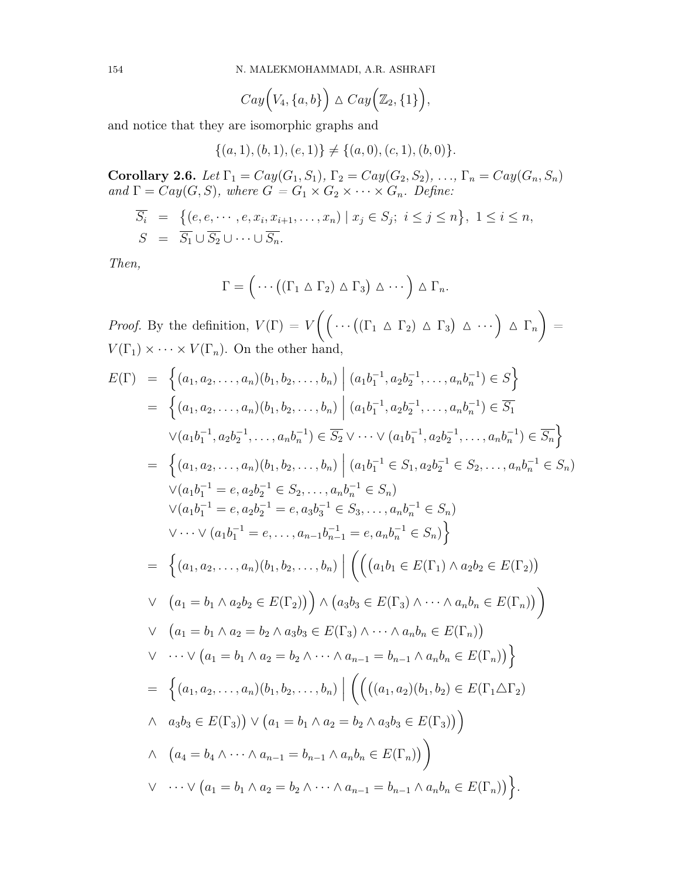$$Cay\Big(V_4, \{a, b\}\Big) \vartriangle Cay\Big(\mathbb{Z}_2, \{1\}\Big),$$

and notice that they are isomorphic graphs and

$$\{(a, 1), (b, 1), (e, 1)\} \neq \{(a, 0), (c, 1), (b, 0)\}.$$

**Corollary 2.6.** *Let $\Gamma_1 = Cay(G_1, S_1)$, $\Gamma_2 = Cay(G_2, S_2)$, $\ldots$, $\Gamma_n = Cay(G_n, S_n)$ and $\Gamma = Cay(G, S)$, where $G = G_1 \times G_2 \times \cdots \times G_n$. Define:*

$$\begin{aligned}
\overline{S_i} &= \big\{(e, e, \cdots, e, x_i, x_{i+1}, \ldots, x_n) \mid x_j \in S_j;\ i \leq j \leq n\big\},\ 1 \leq i \leq n, \\
S &= \overline{S_1} \cup \overline{S_2} \cup \cdots \cup \overline{S_n}.
\end{aligned}$$

*Then,*

$$\Gamma = \Big(\cdots\big((\Gamma_1 \vartriangle \Gamma_2) \vartriangle \Gamma_3\big) \vartriangle \cdots\Big) \vartriangle \Gamma_n.$$

*Proof.* By the definition, $V(\Gamma) = V\bigg(\Big(\cdots\big((\Gamma_1 \vartriangle \Gamma_2) \vartriangle \Gamma_3\big) \vartriangle \cdots\Big) \vartriangle \Gamma_n\bigg) = V(\Gamma_1) \times \cdots \times V(\Gamma_n)$. On the other hand,

$$\begin{aligned}
E(\Gamma) &= \Big\{(a_1, a_2, \ldots, a_n)(b_1, b_2, \ldots, b_n) \;\Big|\; (a_1b_1^{-1}, a_2b_2^{-1}, \ldots, a_nb_n^{-1}) \in S\Big\} \\
&= \Big\{(a_1, a_2, \ldots, a_n)(b_1, b_2, \ldots, b_n) \;\Big|\; (a_1b_1^{-1}, a_2b_2^{-1}, \ldots, a_nb_n^{-1}) \in \overline{S_1} \\
&\quad \vee (a_1b_1^{-1}, a_2b_2^{-1}, \ldots, a_nb_n^{-1}) \in \overline{S_2} \vee \cdots \vee (a_1b_1^{-1}, a_2b_2^{-1}, \ldots, a_nb_n^{-1}) \in \overline{S_n}\Big\} \\
&= \Big\{(a_1, a_2, \ldots, a_n)(b_1, b_2, \ldots, b_n) \;\Big|\; (a_1b_1^{-1} \in S_1, a_2b_2^{-1} \in S_2, \ldots, a_nb_n^{-1} \in S_n) \\
&\quad \vee (a_1b_1^{-1} = e, a_2b_2^{-1} \in S_2, \ldots, a_nb_n^{-1} \in S_n) \\
&\quad \vee (a_1b_1^{-1} = e, a_2b_2^{-1} = e, a_3b_3^{-1} \in S_3, \ldots, a_nb_n^{-1} \in S_n) \\
&\quad \vee \cdots \vee (a_1b_1^{-1} = e, \ldots, a_{n-1}b_{n-1}^{-1} = e, a_nb_n^{-1} \in S_n)\Big\} \\
&= \Big\{(a_1, a_2, \ldots, a_n)(b_1, b_2, \ldots, b_n) \;\Big|\; \Big(\Big(\big(a_1b_1 \in E(\Gamma_1) \wedge a_2b_2 \in E(\Gamma_2)\big) \\
&\vee \quad \big(a_1 = b_1 \wedge a_2b_2 \in E(\Gamma_2)\big)\Big) \wedge \big(a_3b_3 \in E(\Gamma_3) \wedge \cdots \wedge a_nb_n \in E(\Gamma_n)\big)\Big) \\
&\vee \quad \big(a_1 = b_1 \wedge a_2 = b_2 \wedge a_3b_3 \in E(\Gamma_3) \wedge \cdots \wedge a_nb_n \in E(\Gamma_n)\big) \\
&\vee \quad \cdots \vee \big(a_1 = b_1 \wedge a_2 = b_2 \wedge \cdots \wedge a_{n-1} = b_{n-1} \wedge a_nb_n \in E(\Gamma_n)\big)\Big\} \\
&= \Big\{(a_1, a_2, \ldots, a_n)(b_1, b_2, \ldots, b_n) \;\Big|\; \Big(\Big(\big((a_1, a_2)(b_1, b_2) \in E(\Gamma_1 \triangle \Gamma_2) \\
&\wedge \quad a_3b_3 \in E(\Gamma_3)\big) \vee \big(a_1 = b_1 \wedge a_2 = b_2 \wedge a_3b_3 \in E(\Gamma_3)\big)\Big) \\
&\wedge \quad \big(a_4 = b_4 \wedge \cdots \wedge a_{n-1} = b_{n-1} \wedge a_nb_n \in E(\Gamma_n)\big)\Big) \\
&\vee \quad \cdots \vee \big(a_1 = b_1 \wedge a_2 = b_2 \wedge \cdots \wedge a_{n-1} = b_{n-1} \wedge a_nb_n \in E(\Gamma_n)\big)\Big\}.
\end{aligned}$$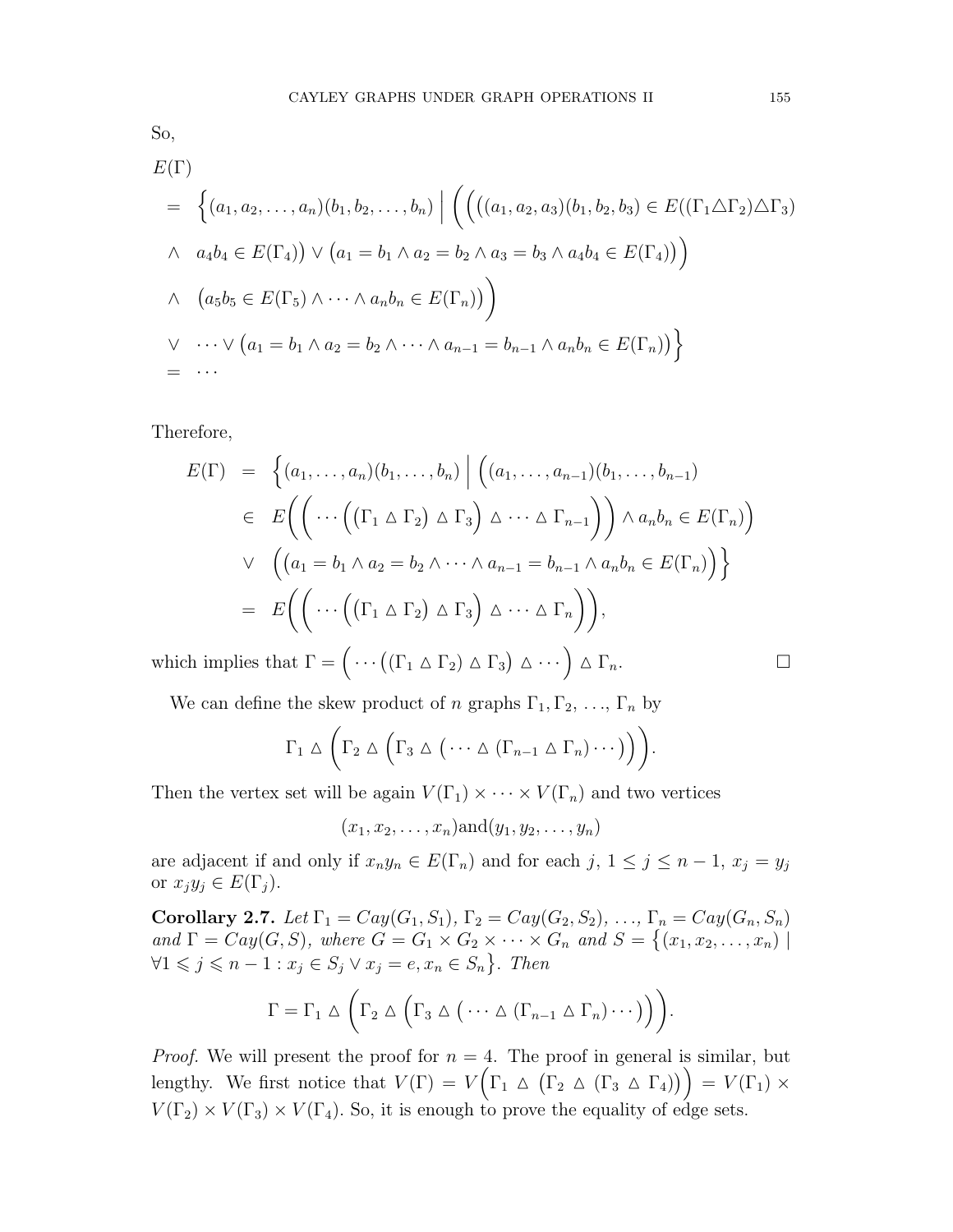So,

$$
\begin{aligned}
&E(\Gamma)\\
&= \Big\{(a_1,a_2,\ldots,a_n)(b_1,b_2,\ldots,b_n) \;\Big|\; \Big(\Big(\big((a_1,a_2,a_3)(b_1,b_2,b_3) \in E((\Gamma_1 \triangle \Gamma_2)\triangle \Gamma_3)\\
&\wedge \quad a_4b_4 \in E(\Gamma_4)\big) \vee \big(a_1=b_1 \wedge a_2=b_2 \wedge a_3=b_3 \wedge a_4b_4 \in E(\Gamma_4)\big)\Big)\\
&\wedge \quad \big(a_5b_5 \in E(\Gamma_5) \wedge \cdots \wedge a_nb_n \in E(\Gamma_n)\big)\Big)\\
&\vee \quad \cdots \vee \big(a_1=b_1 \wedge a_2=b_2 \wedge \cdots \wedge a_{n-1}=b_{n-1} \wedge a_nb_n \in E(\Gamma_n)\big)\Big\}\\
&= \cdots
\end{aligned}
$$

Therefore,

$$
\begin{aligned}
E(\Gamma) &= \Big\{(a_1,\ldots,a_n)(b_1,\ldots,b_n) \;\Big|\; \Big((a_1,\ldots,a_{n-1})(b_1,\ldots,b_{n-1})\\
&\in E\Big(\Big(\cdots\Big(\big(\Gamma_1 \triangle \Gamma_2\big) \triangle \Gamma_3\Big) \triangle \cdots \triangle \Gamma_{n-1}\Big)\Big) \wedge a_nb_n \in E(\Gamma_n)\Big)\\
&\vee \quad \Big(\big(a_1=b_1 \wedge a_2=b_2 \wedge \cdots \wedge a_{n-1}=b_{n-1} \wedge a_nb_n \in E(\Gamma_n)\Big)\Big\}\\
&= E\Big(\Big(\cdots\Big(\big(\Gamma_1 \triangle \Gamma_2\big) \triangle \Gamma_3\Big) \triangle \cdots \triangle \Gamma_n\Big)\Big),
\end{aligned}
$$

which implies that $\Gamma = \Big(\cdots\big((\Gamma_1 \triangle \Gamma_2) \triangle \Gamma_3\big) \triangle \cdots\Big) \triangle \Gamma_n$. □

We can define the skew product of $n$ graphs $\Gamma_1, \Gamma_2, \ldots, \Gamma_n$ by

$$
\Gamma_1 \triangle \Bigg(\Gamma_2 \triangle \Big(\Gamma_3 \triangle \big(\cdots \triangle (\Gamma_{n-1} \triangle \Gamma_n)\cdots\big)\Big)\Bigg).
$$

Then the vertex set will be again $V(\Gamma_1) \times \cdots \times V(\Gamma_n)$ and two vertices

$$
(x_1,x_2,\ldots,x_n)\text{and}(y_1,y_2,\ldots,y_n)
$$

are adjacent if and only if $x_ny_n \in E(\Gamma_n)$ and for each $j$, $1 \le j \le n-1$, $x_j = y_j$ or $x_jy_j \in E(\Gamma_j)$.

**Corollary 2.7.** *Let $\Gamma_1 = Cay(G_1,S_1)$, $\Gamma_2 = Cay(G_2,S_2)$, $\ldots$, $\Gamma_n = Cay(G_n,S_n)$ and $\Gamma = Cay(G,S)$, where $G = G_1 \times G_2 \times \cdots \times G_n$ and $S = \big\{(x_1,x_2,\ldots,x_n) \mid \forall 1 \leqslant j \leqslant n-1 : x_j \in S_j \vee x_j = e, x_n \in S_n\big\}$. Then*

$$
\Gamma = \Gamma_1 \triangle \Bigg(\Gamma_2 \triangle \Big(\Gamma_3 \triangle \big(\cdots \triangle (\Gamma_{n-1} \triangle \Gamma_n)\cdots\big)\Big)\Bigg).
$$

*Proof.* We will present the proof for $n = 4$. The proof in general is similar, but lengthy. We first notice that $V(\Gamma) = V\Big(\Gamma_1 \triangle \big(\Gamma_2 \triangle (\Gamma_3 \triangle \Gamma_4)\big)\Big) = V(\Gamma_1) \times V(\Gamma_2) \times V(\Gamma_3) \times V(\Gamma_4)$. So, it is enough to prove the equality of edge sets.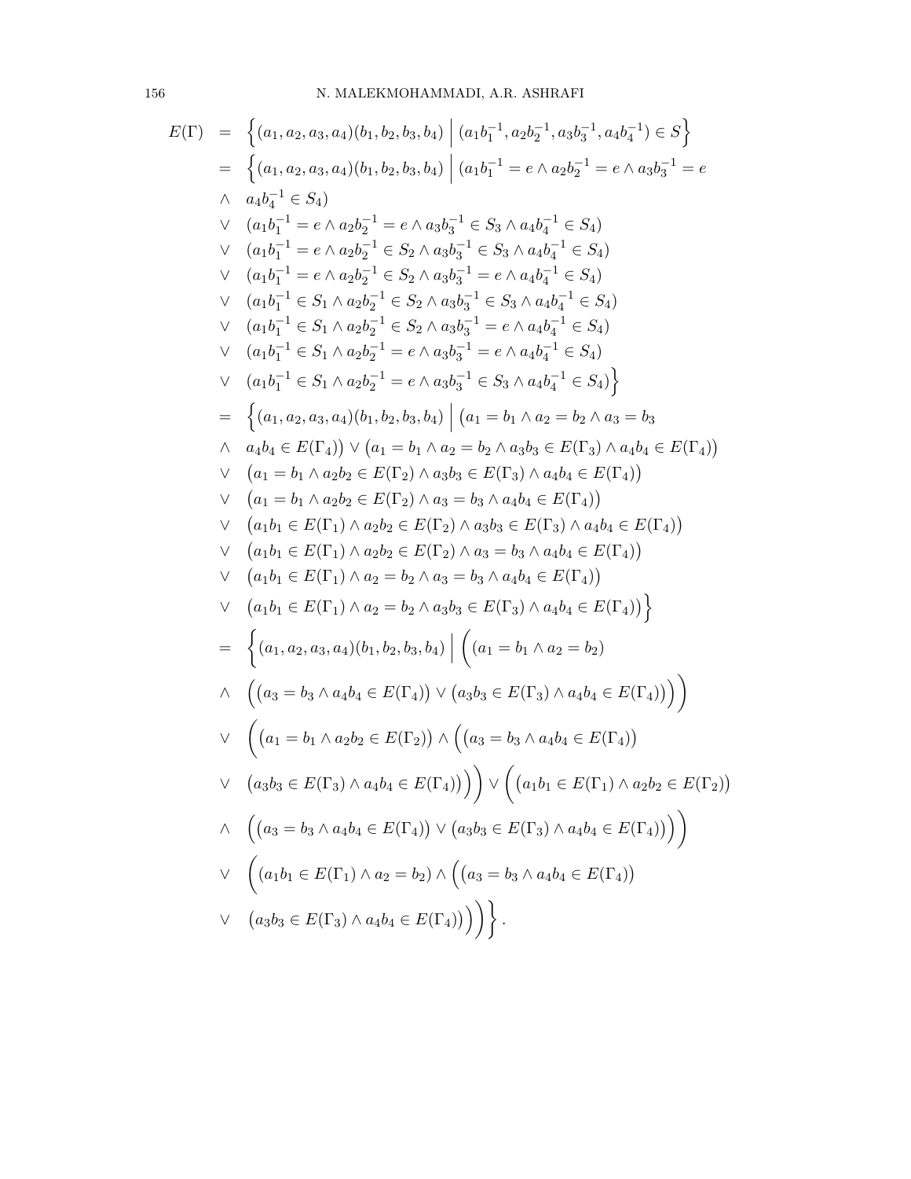$$
\begin{aligned}
E(\Gamma) &= \Big\{(a_1,a_2,a_3,a_4)(b_1,b_2,b_3,b_4) \;\Big|\; (a_1b_1^{-1},a_2b_2^{-1},a_3b_3^{-1},a_4b_4^{-1}) \in S\Big\} \\
&= \Big\{(a_1,a_2,a_3,a_4)(b_1,b_2,b_3,b_4) \;\Big|\; (a_1b_1^{-1}=e \wedge a_2b_2^{-1}=e \wedge a_3b_3^{-1}=e \\
&\wedge \;\; a_4b_4^{-1} \in S_4) \\
&\vee \;\; (a_1b_1^{-1}=e \wedge a_2b_2^{-1}=e \wedge a_3b_3^{-1} \in S_3 \wedge a_4b_4^{-1} \in S_4) \\
&\vee \;\; (a_1b_1^{-1}=e \wedge a_2b_2^{-1} \in S_2 \wedge a_3b_3^{-1} \in S_3 \wedge a_4b_4^{-1} \in S_4) \\
&\vee \;\; (a_1b_1^{-1}=e \wedge a_2b_2^{-1} \in S_2 \wedge a_3b_3^{-1}=e \wedge a_4b_4^{-1} \in S_4) \\
&\vee \;\; (a_1b_1^{-1} \in S_1 \wedge a_2b_2^{-1} \in S_2 \wedge a_3b_3^{-1} \in S_3 \wedge a_4b_4^{-1} \in S_4) \\
&\vee \;\; (a_1b_1^{-1} \in S_1 \wedge a_2b_2^{-1} \in S_2 \wedge a_3b_3^{-1}=e \wedge a_4b_4^{-1} \in S_4) \\
&\vee \;\; (a_1b_1^{-1} \in S_1 \wedge a_2b_2^{-1}=e \wedge a_3b_3^{-1}=e \wedge a_4b_4^{-1} \in S_4) \\
&\vee \;\; (a_1b_1^{-1} \in S_1 \wedge a_2b_2^{-1}=e \wedge a_3b_3^{-1} \in S_3 \wedge a_4b_4^{-1} \in S_4)\Big\} \\
&= \Big\{(a_1,a_2,a_3,a_4)(b_1,b_2,b_3,b_4) \;\Big|\; \big(a_1=b_1 \wedge a_2=b_2 \wedge a_3=b_3 \\
&\wedge \;\; a_4b_4 \in E(\Gamma_4)\big) \vee \big(a_1=b_1 \wedge a_2=b_2 \wedge a_3b_3 \in E(\Gamma_3) \wedge a_4b_4 \in E(\Gamma_4)\big) \\
&\vee \;\; \big(a_1=b_1 \wedge a_2b_2 \in E(\Gamma_2) \wedge a_3b_3 \in E(\Gamma_3) \wedge a_4b_4 \in E(\Gamma_4)\big) \\
&\vee \;\; \big(a_1=b_1 \wedge a_2b_2 \in E(\Gamma_2) \wedge a_3=b_3 \wedge a_4b_4 \in E(\Gamma_4)\big) \\
&\vee \;\; \big(a_1b_1 \in E(\Gamma_1) \wedge a_2b_2 \in E(\Gamma_2) \wedge a_3b_3 \in E(\Gamma_3) \wedge a_4b_4 \in E(\Gamma_4)\big) \\
&\vee \;\; \big(a_1b_1 \in E(\Gamma_1) \wedge a_2b_2 \in E(\Gamma_2) \wedge a_3=b_3 \wedge a_4b_4 \in E(\Gamma_4)\big) \\
&\vee \;\; \big(a_1b_1 \in E(\Gamma_1) \wedge a_2=b_2 \wedge a_3=b_3 \wedge a_4b_4 \in E(\Gamma_4)\big) \\
&\vee \;\; \big(a_1b_1 \in E(\Gamma_1) \wedge a_2=b_2 \wedge a_3b_3 \in E(\Gamma_3) \wedge a_4b_4 \in E(\Gamma_4)\big)\Big\} \\
&= \Bigg\{(a_1,a_2,a_3,a_4)(b_1,b_2,b_3,b_4) \;\Bigg|\; \Bigg(\big(a_1=b_1 \wedge a_2=b_2\big) \\
&\wedge \;\; \Big(\big(a_3=b_3 \wedge a_4b_4 \in E(\Gamma_4)\big) \vee \big(a_3b_3 \in E(\Gamma_3) \wedge a_4b_4 \in E(\Gamma_4)\big)\Big)\Bigg) \\
&\vee \;\; \Bigg(\big(a_1=b_1 \wedge a_2b_2 \in E(\Gamma_2)\big) \wedge \Big(\big(a_3=b_3 \wedge a_4b_4 \in E(\Gamma_4)\big) \\
&\vee \;\; \big(a_3b_3 \in E(\Gamma_3) \wedge a_4b_4 \in E(\Gamma_4)\big)\Big)\Bigg) \vee \Bigg(\big(a_1b_1 \in E(\Gamma_1) \wedge a_2b_2 \in E(\Gamma_2)\big) \\
&\wedge \;\; \Big(\big(a_3=b_3 \wedge a_4b_4 \in E(\Gamma_4)\big) \vee \big(a_3b_3 \in E(\Gamma_3) \wedge a_4b_4 \in E(\Gamma_4)\big)\Big)\Bigg) \\
&\vee \;\; \Bigg(\big(a_1b_1 \in E(\Gamma_1) \wedge a_2=b_2\big) \wedge \Big(\big(a_3=b_3 \wedge a_4b_4 \in E(\Gamma_4)\big) \\
&\vee \;\; \big(a_3b_3 \in E(\Gamma_3) \wedge a_4b_4 \in E(\Gamma_4)\big)\Big)\Bigg)\Bigg\}.
\end{aligned}
$$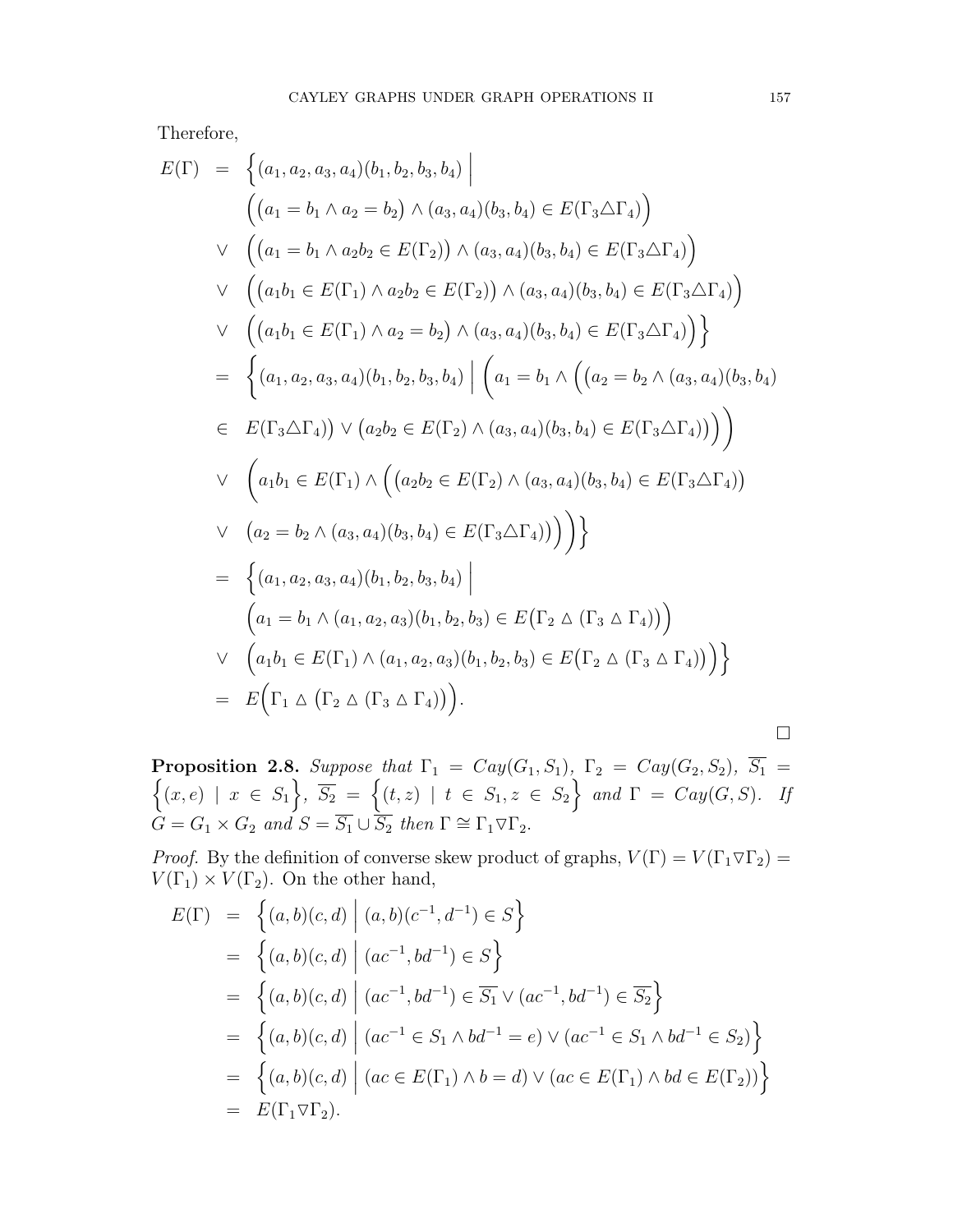Therefore,

$$
\begin{aligned}
E(\Gamma) \ &= \ \Big\{ (a_1, a_2, a_3, a_4)(b_1, b_2, b_3, b_4) \ \Big| \\
&\qquad \Big( \big(a_1 = b_1 \wedge a_2 = b_2\big) \wedge (a_3, a_4)(b_3, b_4) \in E(\Gamma_3 \triangle \Gamma_4) \Big) \\
&\quad \vee \ \ \Big( \big(a_1 = b_1 \wedge a_2 b_2 \in E(\Gamma_2)\big) \wedge (a_3, a_4)(b_3, b_4) \in E(\Gamma_3 \triangle \Gamma_4) \Big) \\
&\quad \vee \ \ \Big( \big(a_1 b_1 \in E(\Gamma_1) \wedge a_2 b_2 \in E(\Gamma_2)\big) \wedge (a_3, a_4)(b_3, b_4) \in E(\Gamma_3 \triangle \Gamma_4) \Big) \\
&\quad \vee \ \ \Big( \big(a_1 b_1 \in E(\Gamma_1) \wedge a_2 = b_2\big) \wedge (a_3, a_4)(b_3, b_4) \in E(\Gamma_3 \triangle \Gamma_4) \Big) \Big\} \\
&= \ \Bigg\{ (a_1, a_2, a_3, a_4)(b_1, b_2, b_3, b_4) \ \Bigg| \ \Bigg( a_1 = b_1 \wedge \Big( \big(a_2 = b_2 \wedge (a_3, a_4)(b_3, b_4) \\
&\in \ \ E(\Gamma_3 \triangle \Gamma_4)\big) \vee \big(a_2 b_2 \in E(\Gamma_2) \wedge (a_3, a_4)(b_3, b_4) \in E(\Gamma_3 \triangle \Gamma_4)\big) \Big) \Bigg) \\
&\quad \vee \ \ \Bigg( a_1 b_1 \in E(\Gamma_1) \wedge \Big( \big(a_2 b_2 \in E(\Gamma_2) \wedge (a_3, a_4)(b_3, b_4) \in E(\Gamma_3 \triangle \Gamma_4)\big) \\
&\quad \vee \ \ \big(a_2 = b_2 \wedge (a_3, a_4)(b_3, b_4) \in E(\Gamma_3 \triangle \Gamma_4)\big) \Big) \Bigg) \Bigg\} \\
&= \ \Big\{ (a_1, a_2, a_3, a_4)(b_1, b_2, b_3, b_4) \ \Big| \\
&\qquad \Big( a_1 = b_1 \wedge (a_1, a_2, a_3)(b_1, b_2, b_3) \in E\big(\Gamma_2 \vartriangle (\Gamma_3 \vartriangle \Gamma_4)\big) \Big) \\
&\quad \vee \ \ \Big( a_1 b_1 \in E(\Gamma_1) \wedge (a_1, a_2, a_3)(b_1, b_2, b_3) \in E\big(\Gamma_2 \vartriangle (\Gamma_3 \vartriangle \Gamma_4)\big) \Big) \Big\} \\
&= \ E\Big( \Gamma_1 \vartriangle \big(\Gamma_2 \vartriangle (\Gamma_3 \vartriangle \Gamma_4)\big) \Big).
\end{aligned}
$$

□

**Proposition 2.8.** *Suppose that* $\Gamma_1 = Cay(G_1, S_1)$, $\Gamma_2 = Cay(G_2, S_2)$, $\overline{S_1} = \Big\{(x, e) \mid x \in S_1\Big\}$, $\overline{S_2} = \Big\{(t, z) \mid t \in S_1, z \in S_2\Big\}$ *and* $\Gamma = Cay(G, S)$. *If* $G = G_1 \times G_2$ *and* $S = \overline{S_1} \cup \overline{S_2}$ *then* $\Gamma \cong \Gamma_1 \triangledown \Gamma_2$.

*Proof.* By the definition of converse skew product of graphs, $V(\Gamma) = V(\Gamma_1 \triangledown \Gamma_2) = V(\Gamma_1) \times V(\Gamma_2)$. On the other hand,

$$
\begin{aligned}
E(\Gamma) \ &= \ \Big\{ (a, b)(c, d) \ \Big| \ (a, b)(c^{-1}, d^{-1}) \in S \Big\} \\
&= \ \Big\{ (a, b)(c, d) \ \Big| \ (ac^{-1}, bd^{-1}) \in S \Big\} \\
&= \ \Big\{ (a, b)(c, d) \ \Big| \ (ac^{-1}, bd^{-1}) \in \overline{S_1} \vee (ac^{-1}, bd^{-1}) \in \overline{S_2} \Big\} \\
&= \ \Big\{ (a, b)(c, d) \ \Big| \ (ac^{-1} \in S_1 \wedge bd^{-1} = e) \vee (ac^{-1} \in S_1 \wedge bd^{-1} \in S_2) \Big\} \\
&= \ \Big\{ (a, b)(c, d) \ \Big| \ (ac \in E(\Gamma_1) \wedge b = d) \vee (ac \in E(\Gamma_1) \wedge bd \in E(\Gamma_2)) \Big\} \\
&= \ E(\Gamma_1 \triangledown \Gamma_2).
\end{aligned}
$$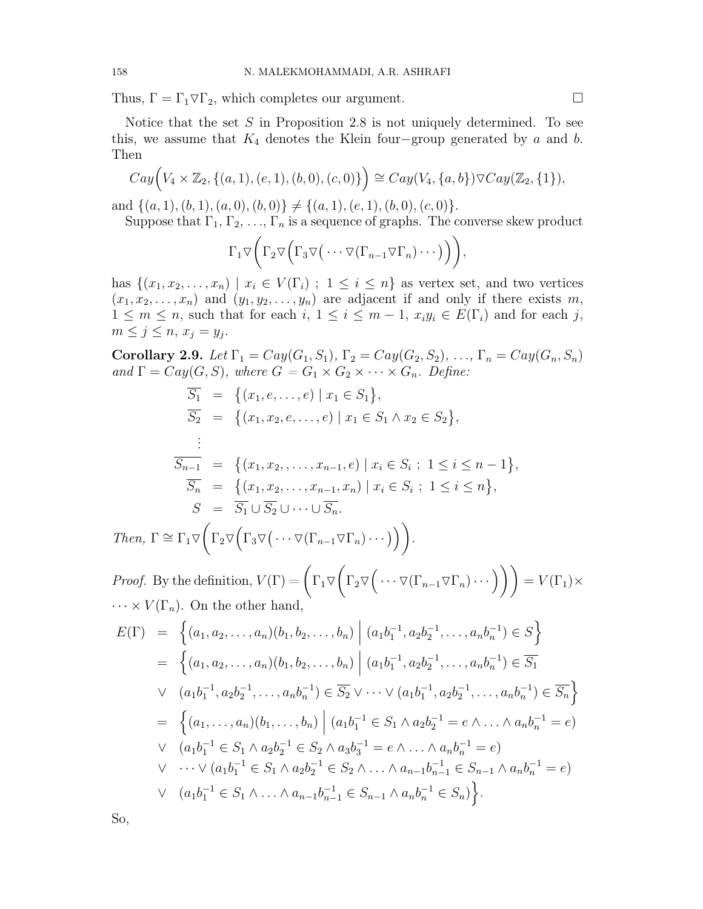Thus, $\Gamma = \Gamma_1 \triangledown \Gamma_2$, which completes our argument. $\square$

Notice that the set $S$ in Proposition 2.8 is not uniquely determined. To see this, we assume that $K_4$ denotes the Klein four−group generated by $a$ and $b$. Then

$$Cay\Big(V_4 \times \mathbb{Z}_2, \{(a,1),(e,1),(b,0),(c,0)\}\Big) \cong Cay(V_4, \{a,b\}) \triangledown Cay(\mathbb{Z}_2, \{1\}),$$

and $\{(a,1),(b,1),(a,0),(b,0)\} \neq \{(a,1),(e,1),(b,0),(c,0)\}$.

Suppose that $\Gamma_1, \Gamma_2, \ldots, \Gamma_n$ is a sequence of graphs. The converse skew product

$$\Gamma_1 \triangledown \Bigg( \Gamma_2 \triangledown \Big( \Gamma_3 \triangledown \big( \cdots \triangledown (\Gamma_{n-1} \triangledown \Gamma_n) \cdots \big) \Big) \Bigg),$$

has $\{(x_1, x_2, \ldots, x_n) \mid x_i \in V(\Gamma_i) \ ; \ 1 \leq i \leq n\}$ as vertex set, and two vertices $(x_1, x_2, \ldots, x_n)$ and $(y_1, y_2, \ldots, y_n)$ are adjacent if and only if there exists $m$, $1 \leq m \leq n$, such that for each $i$, $1 \leq i \leq m-1$, $x_i y_i \in E(\Gamma_i)$ and for each $j$, $m \leq j \leq n$, $x_j = y_j$.

**Corollary 2.9.** *Let $\Gamma_1 = Cay(G_1, S_1)$, $\Gamma_2 = Cay(G_2, S_2)$, $\ldots$, $\Gamma_n = Cay(G_n, S_n)$ and $\Gamma = Cay(G, S)$, where $G = G_1 \times G_2 \times \cdots \times G_n$. Define:*

$$\begin{aligned}
\overline{S_1} &= \big\{(x_1, e, \ldots, e) \mid x_1 \in S_1\big\}, \\
\overline{S_2} &= \big\{(x_1, x_2, e, \ldots, e) \mid x_1 \in S_1 \wedge x_2 \in S_2\big\}, \\
&\ \vdots \\
\overline{S_{n-1}} &= \big\{(x_1, x_2, , \ldots, x_{n-1}, e) \mid x_i \in S_i \ ; \ 1 \leq i \leq n-1\big\}, \\
\overline{S_n} &= \big\{(x_1, x_2, \ldots, x_{n-1}, x_n) \mid x_i \in S_i \ ; \ 1 \leq i \leq n\big\}, \\
S &= \overline{S_1} \cup \overline{S_2} \cup \cdots \cup \overline{S_n}.
\end{aligned}$$

*Then,* $\Gamma \cong \Gamma_1 \triangledown \Bigg( \Gamma_2 \triangledown \Big( \Gamma_3 \triangledown \big( \cdots \triangledown (\Gamma_{n-1} \triangledown \Gamma_n) \cdots \big) \Big) \Bigg)$.

*Proof.* By the definition, $V(\Gamma) = \Bigg( \Gamma_1 \triangledown \Bigg( \Gamma_2 \triangledown \Big( \cdots \triangledown (\Gamma_{n-1} \triangledown \Gamma_n) \cdots \Big) \Bigg) \Bigg) = V(\Gamma_1) \times \cdots \times V(\Gamma_n)$. On the other hand,

$$\begin{aligned}
E(\Gamma) &= \Big\{(a_1, a_2, \ldots, a_n)(b_1, b_2, \ldots, b_n) \ \Big| \ (a_1 b_1^{-1}, a_2 b_2^{-1}, \ldots, a_n b_n^{-1}) \in S\Big\} \\
&= \Big\{(a_1, a_2, \ldots, a_n)(b_1, b_2, \ldots, b_n) \ \Big| \ (a_1 b_1^{-1}, a_2 b_2^{-1}, \ldots, a_n b_n^{-1}) \in \overline{S_1} \\
&\vee \ \ (a_1 b_1^{-1}, a_2 b_2^{-1}, \ldots, a_n b_n^{-1}) \in \overline{S_2} \vee \cdots \vee (a_1 b_1^{-1}, a_2 b_2^{-1}, \ldots, a_n b_n^{-1}) \in \overline{S_n}\Big\} \\
&= \Big\{(a_1, \ldots, a_n)(b_1, \ldots, b_n) \ \Big| \ (a_1 b_1^{-1} \in S_1 \wedge a_2 b_2^{-1} = e \wedge \ldots \wedge a_n b_n^{-1} = e) \\
&\vee \ \ (a_1 b_1^{-1} \in S_1 \wedge a_2 b_2^{-1} \in S_2 \wedge a_3 b_3^{-1} = e \wedge \ldots \wedge a_n b_n^{-1} = e) \\
&\vee \ \ \cdots \vee (a_1 b_1^{-1} \in S_1 \wedge a_2 b_2^{-1} \in S_2 \wedge \ldots \wedge a_{n-1} b_{n-1}^{-1} \in S_{n-1} \wedge a_n b_n^{-1} = e) \\
&\vee \ \ (a_1 b_1^{-1} \in S_1 \wedge \ldots \wedge a_{n-1} b_{n-1}^{-1} \in S_{n-1} \wedge a_n b_n^{-1} \in S_n)\Big\}.
\end{aligned}$$

So,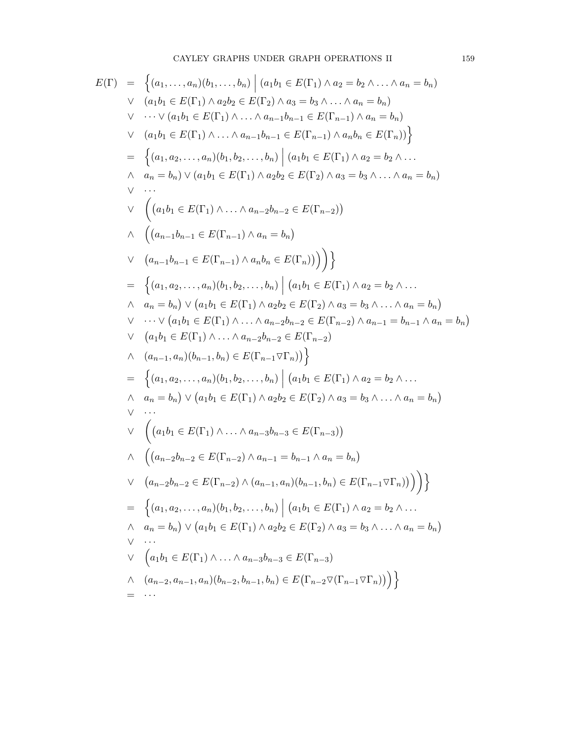$$
\begin{aligned}
E(\Gamma) &= \Big\{(a_1,\ldots,a_n)(b_1,\ldots,b_n) \;\Big|\; (a_1b_1 \in E(\Gamma_1) \wedge a_2 = b_2 \wedge \ldots \wedge a_n = b_n) \\
&\vee \;\; (a_1b_1 \in E(\Gamma_1) \wedge a_2b_2 \in E(\Gamma_2) \wedge a_3 = b_3 \wedge \ldots \wedge a_n = b_n) \\
&\vee \;\; \cdots \vee (a_1b_1 \in E(\Gamma_1) \wedge \ldots \wedge a_{n-1}b_{n-1} \in E(\Gamma_{n-1}) \wedge a_n = b_n) \\
&\vee \;\; (a_1b_1 \in E(\Gamma_1) \wedge \ldots \wedge a_{n-1}b_{n-1} \in E(\Gamma_{n-1}) \wedge a_nb_n \in E(\Gamma_n))\Big\} \\
&= \Big\{(a_1,a_2,\ldots,a_n)(b_1,b_2,\ldots,b_n) \;\Big|\; (a_1b_1 \in E(\Gamma_1) \wedge a_2 = b_2 \wedge \ldots \\
&\wedge \;\; a_n = b_n) \vee (a_1b_1 \in E(\Gamma_1) \wedge a_2b_2 \in E(\Gamma_2) \wedge a_3 = b_3 \wedge \ldots \wedge a_n = b_n) \\
&\vee \;\; \cdots \\
&\vee \;\; \Big(\big(a_1b_1 \in E(\Gamma_1) \wedge \ldots \wedge a_{n-2}b_{n-2} \in E(\Gamma_{n-2})\big) \\
&\wedge \;\; \Big(\big(a_{n-1}b_{n-1} \in E(\Gamma_{n-1}) \wedge a_n = b_n\big) \\
&\vee \;\; \big(a_{n-1}b_{n-1} \in E(\Gamma_{n-1}) \wedge a_nb_n \in E(\Gamma_n)\big)\Big)\Big)\Big\} \\
&= \Big\{(a_1,a_2,\ldots,a_n)(b_1,b_2,\ldots,b_n) \;\Big|\; \big(a_1b_1 \in E(\Gamma_1) \wedge a_2 = b_2 \wedge \ldots \\
&\wedge \;\; a_n = b_n\big) \vee \big(a_1b_1 \in E(\Gamma_1) \wedge a_2b_2 \in E(\Gamma_2) \wedge a_3 = b_3 \wedge \ldots \wedge a_n = b_n\big) \\
&\vee \;\; \cdots \vee \big(a_1b_1 \in E(\Gamma_1) \wedge \ldots \wedge a_{n-2}b_{n-2} \in E(\Gamma_{n-2}) \wedge a_{n-1} = b_{n-1} \wedge a_n = b_n\big) \\
&\vee \;\; \big(a_1b_1 \in E(\Gamma_1) \wedge \ldots \wedge a_{n-2}b_{n-2} \in E(\Gamma_{n-2}) \\
&\wedge \;\; (a_{n-1},a_n)(b_{n-1},b_n) \in E(\Gamma_{n-1} \triangledown \Gamma_n)\big)\Big\} \\
&= \Big\{(a_1,a_2,\ldots,a_n)(b_1,b_2,\ldots,b_n) \;\Big|\; \big(a_1b_1 \in E(\Gamma_1) \wedge a_2 = b_2 \wedge \ldots \\
&\wedge \;\; a_n = b_n\big) \vee \big(a_1b_1 \in E(\Gamma_1) \wedge a_2b_2 \in E(\Gamma_2) \wedge a_3 = b_3 \wedge \ldots \wedge a_n = b_n\big) \\
&\vee \;\; \cdots \\
&\vee \;\; \Big(\big(a_1b_1 \in E(\Gamma_1) \wedge \ldots \wedge a_{n-3}b_{n-3} \in E(\Gamma_{n-3})\big) \\
&\wedge \;\; \Big(\big(a_{n-2}b_{n-2} \in E(\Gamma_{n-2}) \wedge a_{n-1} = b_{n-1} \wedge a_n = b_n\big) \\
&\vee \;\; \big(a_{n-2}b_{n-2} \in E(\Gamma_{n-2}) \wedge (a_{n-1},a_n)(b_{n-1},b_n) \in E(\Gamma_{n-1} \triangledown \Gamma_n)\big)\Big)\Big)\Big\} \\
&= \Big\{(a_1,a_2,\ldots,a_n)(b_1,b_2,\ldots,b_n) \;\Big|\; \big(a_1b_1 \in E(\Gamma_1) \wedge a_2 = b_2 \wedge \ldots \\
&\wedge \;\; a_n = b_n\big) \vee \big(a_1b_1 \in E(\Gamma_1) \wedge a_2b_2 \in E(\Gamma_2) \wedge a_3 = b_3 \wedge \ldots \wedge a_n = b_n\big) \\
&\vee \;\; \cdots \\
&\vee \;\; \Big(a_1b_1 \in E(\Gamma_1) \wedge \ldots \wedge a_{n-3}b_{n-3} \in E(\Gamma_{n-3}) \\
&\wedge \;\; (a_{n-2},a_{n-1},a_n)(b_{n-2},b_{n-1},b_n) \in E\big(\Gamma_{n-2} \triangledown (\Gamma_{n-1} \triangledown \Gamma_n)\big)\Big)\Big\} \\
&= \;\; \cdots
\end{aligned}
$$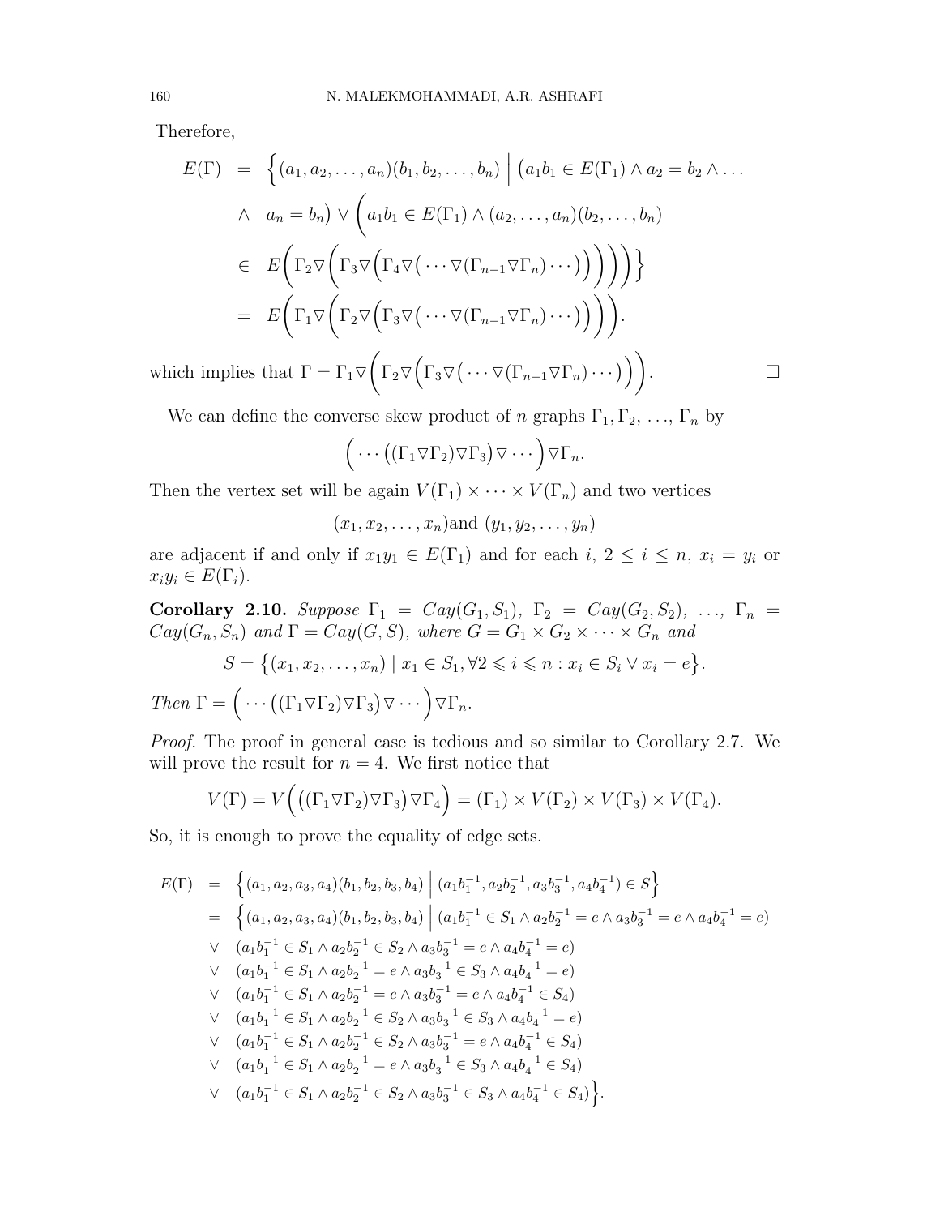Therefore,

$$
\begin{aligned}
E(\Gamma) &= \Big\{(a_1,a_2,\ldots,a_n)(b_1,b_2,\ldots,b_n) \;\Big|\; \big(a_1b_1 \in E(\Gamma_1) \wedge a_2 = b_2 \wedge \ldots \\
&\wedge \quad a_n = b_n\big) \vee \bigg(a_1b_1 \in E(\Gamma_1) \wedge (a_2,\ldots,a_n)(b_2,\ldots,b_n) \\
&\in \quad E\bigg(\Gamma_2 \triangledown \bigg(\Gamma_3 \triangledown \Big(\Gamma_4 \triangledown \big(\cdots \triangledown (\Gamma_{n-1} \triangledown \Gamma_n)\cdots\big)\Big)\bigg)\bigg)\bigg)\Big\} \\
&= \quad E\bigg(\Gamma_1 \triangledown \bigg(\Gamma_2 \triangledown \Big(\Gamma_3 \triangledown \big(\cdots \triangledown (\Gamma_{n-1} \triangledown \Gamma_n)\cdots\big)\Big)\bigg)\bigg).
\end{aligned}
$$

which implies that $\Gamma = \Gamma_1 \triangledown \bigg(\Gamma_2 \triangledown \Big(\Gamma_3 \triangledown \big(\cdots \triangledown (\Gamma_{n-1} \triangledown \Gamma_n)\cdots\big)\Big)\bigg)$. $\square$

We can define the converse skew product of $n$ graphs $\Gamma_1, \Gamma_2, \ldots, \Gamma_n$ by

$$\Big(\cdots\big((\Gamma_1 \triangledown \Gamma_2) \triangledown \Gamma_3\big) \triangledown \cdots\Big) \triangledown \Gamma_n.$$

Then the vertex set will be again $V(\Gamma_1) \times \cdots \times V(\Gamma_n)$ and two vertices

$$(x_1, x_2, \ldots, x_n) \text{and } (y_1, y_2, \ldots, y_n)$$

are adjacent if and only if $x_1y_1 \in E(\Gamma_1)$ and for each $i$, $2 \leq i \leq n$, $x_i = y_i$ or $x_iy_i \in E(\Gamma_i)$.

**Corollary 2.10.** *Suppose $\Gamma_1 = Cay(G_1, S_1)$, $\Gamma_2 = Cay(G_2, S_2)$, $\ldots$, $\Gamma_n = Cay(G_n, S_n)$ and $\Gamma = Cay(G, S)$, where $G = G_1 \times G_2 \times \cdots \times G_n$ and*

$$S = \big\{(x_1, x_2, \ldots, x_n) \mid x_1 \in S_1, \forall 2 \leqslant i \leqslant n : x_i \in S_i \vee x_i = e\big\}.$$

*Then $\Gamma = \Big(\cdots\big((\Gamma_1 \triangledown \Gamma_2) \triangledown \Gamma_3\big) \triangledown \cdots\Big) \triangledown \Gamma_n$.*

*Proof.* The proof in general case is tedious and so similar to Corollary 2.7. We will prove the result for $n = 4$. We first notice that

$$V(\Gamma) = V\Big(\big((\Gamma_1 \triangledown \Gamma_2) \triangledown \Gamma_3\big) \triangledown \Gamma_4\Big) = (\Gamma_1) \times V(\Gamma_2) \times V(\Gamma_3) \times V(\Gamma_4).$$

So, it is enough to prove the equality of edge sets.

$$
\begin{aligned}
E(\Gamma) &= \Big\{(a_1,a_2,a_3,a_4)(b_1,b_2,b_3,b_4) \;\Big|\; (a_1b_1^{-1}, a_2b_2^{-1}, a_3b_3^{-1}, a_4b_4^{-1}) \in S\Big\} \\
&= \Big\{(a_1,a_2,a_3,a_4)(b_1,b_2,b_3,b_4) \;\Big|\; (a_1b_1^{-1} \in S_1 \wedge a_2b_2^{-1} = e \wedge a_3b_3^{-1} = e \wedge a_4b_4^{-1} = e) \\
&\vee \quad (a_1b_1^{-1} \in S_1 \wedge a_2b_2^{-1} \in S_2 \wedge a_3b_3^{-1} = e \wedge a_4b_4^{-1} = e) \\
&\vee \quad (a_1b_1^{-1} \in S_1 \wedge a_2b_2^{-1} = e \wedge a_3b_3^{-1} \in S_3 \wedge a_4b_4^{-1} = e) \\
&\vee \quad (a_1b_1^{-1} \in S_1 \wedge a_2b_2^{-1} = e \wedge a_3b_3^{-1} = e \wedge a_4b_4^{-1} \in S_4) \\
&\vee \quad (a_1b_1^{-1} \in S_1 \wedge a_2b_2^{-1} \in S_2 \wedge a_3b_3^{-1} \in S_3 \wedge a_4b_4^{-1} = e) \\
&\vee \quad (a_1b_1^{-1} \in S_1 \wedge a_2b_2^{-1} \in S_2 \wedge a_3b_3^{-1} = e \wedge a_4b_4^{-1} \in S_4) \\
&\vee \quad (a_1b_1^{-1} \in S_1 \wedge a_2b_2^{-1} = e \wedge a_3b_3^{-1} \in S_3 \wedge a_4b_4^{-1} \in S_4) \\
&\vee \quad (a_1b_1^{-1} \in S_1 \wedge a_2b_2^{-1} \in S_2 \wedge a_3b_3^{-1} \in S_3 \wedge a_4b_4^{-1} \in S_4)\Big\}.
\end{aligned}
$$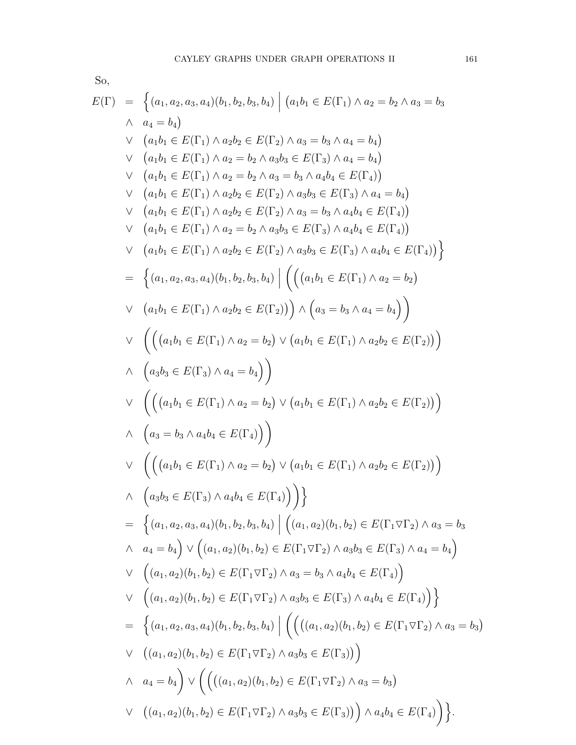So,

$$
\begin{aligned}
E(\Gamma) &= \Big\{(a_1,a_2,a_3,a_4)(b_1,b_2,b_3,b_4) \;\Big|\; \big(a_1b_1 \in E(\Gamma_1) \wedge a_2 = b_2 \wedge a_3 = b_3 \\
&\wedge \;\; a_4 = b_4\big) \\
&\vee \;\; \big(a_1b_1 \in E(\Gamma_1) \wedge a_2b_2 \in E(\Gamma_2) \wedge a_3 = b_3 \wedge a_4 = b_4\big) \\
&\vee \;\; \big(a_1b_1 \in E(\Gamma_1) \wedge a_2 = b_2 \wedge a_3b_3 \in E(\Gamma_3) \wedge a_4 = b_4\big) \\
&\vee \;\; \big(a_1b_1 \in E(\Gamma_1) \wedge a_2 = b_2 \wedge a_3 = b_3 \wedge a_4b_4 \in E(\Gamma_4)\big) \\
&\vee \;\; \big(a_1b_1 \in E(\Gamma_1) \wedge a_2b_2 \in E(\Gamma_2) \wedge a_3b_3 \in E(\Gamma_3) \wedge a_4 = b_4\big) \\
&\vee \;\; \big(a_1b_1 \in E(\Gamma_1) \wedge a_2b_2 \in E(\Gamma_2) \wedge a_3 = b_3 \wedge a_4b_4 \in E(\Gamma_4)\big) \\
&\vee \;\; \big(a_1b_1 \in E(\Gamma_1) \wedge a_2 = b_2 \wedge a_3b_3 \in E(\Gamma_3) \wedge a_4b_4 \in E(\Gamma_4)\big) \\
&\vee \;\; \big(a_1b_1 \in E(\Gamma_1) \wedge a_2b_2 \in E(\Gamma_2) \wedge a_3b_3 \in E(\Gamma_3) \wedge a_4b_4 \in E(\Gamma_4)\big)\Big\} \\
&= \Big\{(a_1,a_2,a_3,a_4)(b_1,b_2,b_3,b_4) \;\Big|\; \Big(\Big(\big(a_1b_1 \in E(\Gamma_1) \wedge a_2 = b_2\big) \\
&\vee \;\; \big(a_1b_1 \in E(\Gamma_1) \wedge a_2b_2 \in E(\Gamma_2)\big)\Big) \wedge \Big(a_3 = b_3 \wedge a_4 = b_4\Big)\Big) \\
&\vee \;\; \Big(\Big(\big(a_1b_1 \in E(\Gamma_1) \wedge a_2 = b_2\big) \vee \big(a_1b_1 \in E(\Gamma_1) \wedge a_2b_2 \in E(\Gamma_2)\big)\Big) \\
&\wedge \;\; \Big(a_3b_3 \in E(\Gamma_3) \wedge a_4 = b_4\Big)\Big) \\
&\vee \;\; \Big(\Big(\big(a_1b_1 \in E(\Gamma_1) \wedge a_2 = b_2\big) \vee \big(a_1b_1 \in E(\Gamma_1) \wedge a_2b_2 \in E(\Gamma_2)\big)\Big) \\
&\wedge \;\; \Big(a_3 = b_3 \wedge a_4b_4 \in E(\Gamma_4)\Big)\Big) \\
&\vee \;\; \Big(\Big(\big(a_1b_1 \in E(\Gamma_1) \wedge a_2 = b_2\big) \vee \big(a_1b_1 \in E(\Gamma_1) \wedge a_2b_2 \in E(\Gamma_2)\big)\Big) \\
&\wedge \;\; \Big(a_3b_3 \in E(\Gamma_3) \wedge a_4b_4 \in E(\Gamma_4)\Big)\Big)\Big\} \\
&= \Big\{(a_1,a_2,a_3,a_4)(b_1,b_2,b_3,b_4) \;\Big|\; \Big((a_1,a_2)(b_1,b_2) \in E(\Gamma_1 \nabla \Gamma_2) \wedge a_3 = b_3 \\
&\wedge \;\; a_4 = b_4\Big) \vee \Big((a_1,a_2)(b_1,b_2) \in E(\Gamma_1 \nabla \Gamma_2) \wedge a_3b_3 \in E(\Gamma_3) \wedge a_4 = b_4\Big) \\
&\vee \;\; \Big((a_1,a_2)(b_1,b_2) \in E(\Gamma_1 \nabla \Gamma_2) \wedge a_3 = b_3 \wedge a_4b_4 \in E(\Gamma_4)\Big) \\
&\vee \;\; \Big((a_1,a_2)(b_1,b_2) \in E(\Gamma_1 \nabla \Gamma_2) \wedge a_3b_3 \in E(\Gamma_3) \wedge a_4b_4 \in E(\Gamma_4)\Big)\Big\} \\
&= \Big\{(a_1,a_2,a_3,a_4)(b_1,b_2,b_3,b_4) \;\Big|\; \Big(\Big(\big((a_1,a_2)(b_1,b_2) \in E(\Gamma_1 \nabla \Gamma_2) \wedge a_3 = b_3\big) \\
&\vee \;\; \big((a_1,a_2)(b_1,b_2) \in E(\Gamma_1 \nabla \Gamma_2) \wedge a_3b_3 \in E(\Gamma_3)\big)\Big) \\
&\wedge \;\; a_4 = b_4\Big) \vee \Big(\Big(\big((a_1,a_2)(b_1,b_2) \in E(\Gamma_1 \nabla \Gamma_2) \wedge a_3 = b_3\big) \\
&\vee \;\; \big((a_1,a_2)(b_1,b_2) \in E(\Gamma_1 \nabla \Gamma_2) \wedge a_3b_3 \in E(\Gamma_3)\big)\Big) \wedge a_4b_4 \in E(\Gamma_4)\Big)\Big\}.
\end{aligned}
$$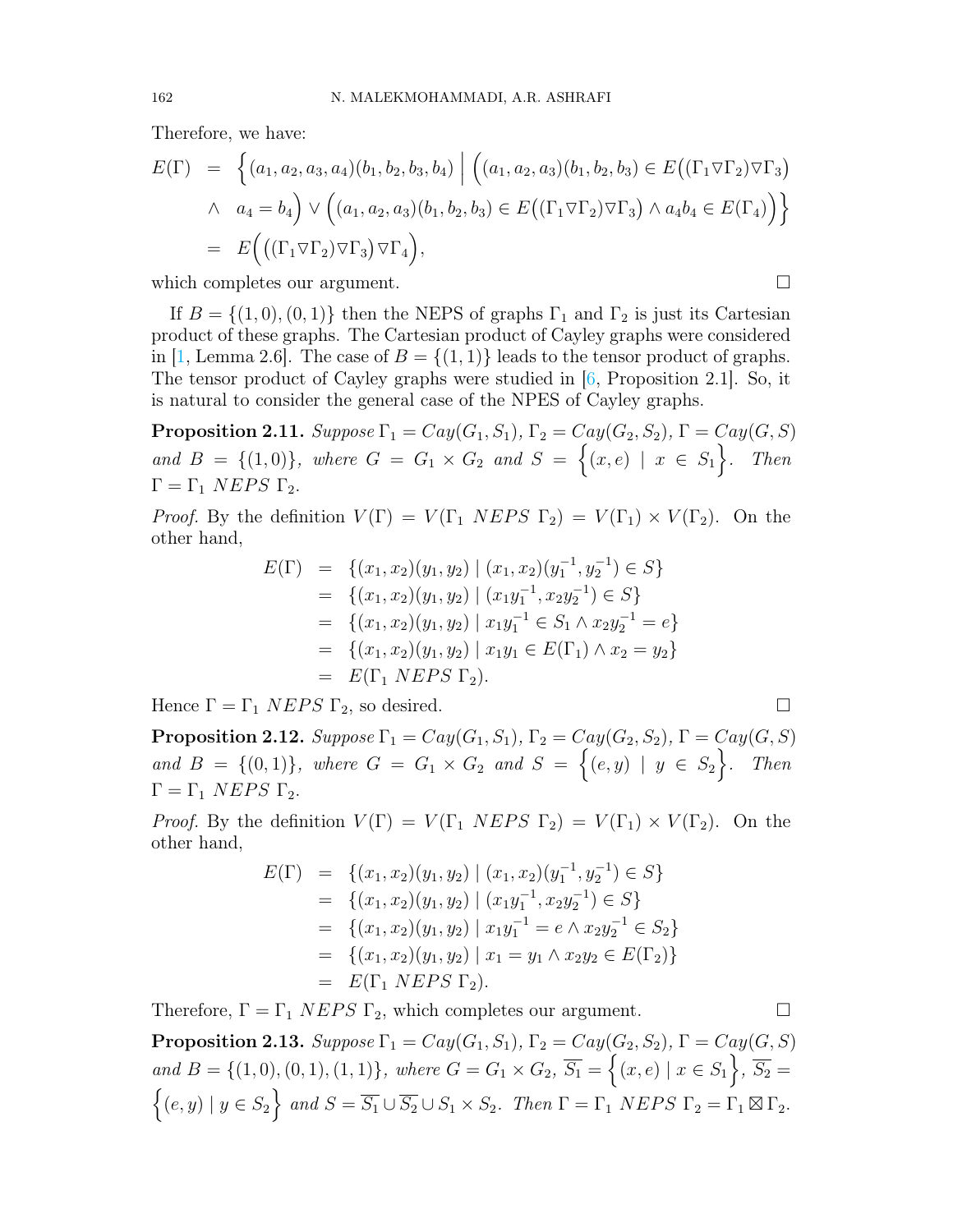Therefore, we have:

$$
\begin{aligned}
E(\Gamma) &= \Big\{(a_1,a_2,a_3,a_4)(b_1,b_2,b_3,b_4) \;\Big|\; \Big((a_1,a_2,a_3)(b_1,b_2,b_3) \in E\big((\Gamma_1 \triangledown \Gamma_2)\triangledown \Gamma_3\big) \\
&\quad \wedge \;\; a_4 = b_4\Big) \vee \Big((a_1,a_2,a_3)(b_1,b_2,b_3) \in E\big((\Gamma_1 \triangledown \Gamma_2)\triangledown \Gamma_3\big) \wedge a_4b_4 \in E(\Gamma_4)\Big)\Big\} \\
&= E\Big(\big((\Gamma_1 \triangledown \Gamma_2)\triangledown \Gamma_3\big)\triangledown \Gamma_4\Big),
\end{aligned}
$$

which completes our argument. □

If $B = \{(1,0),(0,1)\}$ then the NEPS of graphs $\Gamma_1$ and $\Gamma_2$ is just its Cartesian product of these graphs. The Cartesian product of Cayley graphs were considered in [1, Lemma 2.6]. The case of $B = \{(1,1)\}$ leads to the tensor product of graphs. The tensor product of Cayley graphs were studied in [6, Proposition 2.1]. So, it is natural to consider the general case of the NPES of Cayley graphs.

**Proposition 2.11.** *Suppose $\Gamma_1 = Cay(G_1,S_1)$, $\Gamma_2 = Cay(G_2,S_2)$, $\Gamma = Cay(G,S)$ and $B = \{(1,0)\}$, where $G = G_1 \times G_2$ and $S = \Big\{(x,e) \mid x \in S_1\Big\}$. Then $\Gamma = \Gamma_1 \ NEPS \ \Gamma_2$.*

*Proof.* By the definition $V(\Gamma) = V(\Gamma_1 \ NEPS \ \Gamma_2) = V(\Gamma_1) \times V(\Gamma_2)$. On the other hand,

$$
\begin{aligned}
E(\Gamma) &= \{(x_1,x_2)(y_1,y_2) \mid (x_1,x_2)(y_1^{-1},y_2^{-1}) \in S\} \\
&= \{(x_1,x_2)(y_1,y_2) \mid (x_1y_1^{-1},x_2y_2^{-1}) \in S\} \\
&= \{(x_1,x_2)(y_1,y_2) \mid x_1y_1^{-1} \in S_1 \wedge x_2y_2^{-1} = e\} \\
&= \{(x_1,x_2)(y_1,y_2) \mid x_1y_1 \in E(\Gamma_1) \wedge x_2 = y_2\} \\
&= E(\Gamma_1 \ NEPS \ \Gamma_2).
\end{aligned}
$$

Hence $\Gamma = \Gamma_1 \ NEPS \ \Gamma_2$, so desired. □

**Proposition 2.12.** *Suppose $\Gamma_1 = Cay(G_1,S_1)$, $\Gamma_2 = Cay(G_2,S_2)$, $\Gamma = Cay(G,S)$ and $B = \{(0,1)\}$, where $G = G_1 \times G_2$ and $S = \Big\{(e,y) \mid y \in S_2\Big\}$. Then $\Gamma = \Gamma_1 \ NEPS \ \Gamma_2$.*

*Proof.* By the definition $V(\Gamma) = V(\Gamma_1 \ NEPS \ \Gamma_2) = V(\Gamma_1) \times V(\Gamma_2)$. On the other hand,

$$
\begin{aligned}
E(\Gamma) &= \{(x_1,x_2)(y_1,y_2) \mid (x_1,x_2)(y_1^{-1},y_2^{-1}) \in S\} \\
&= \{(x_1,x_2)(y_1,y_2) \mid (x_1y_1^{-1},x_2y_2^{-1}) \in S\} \\
&= \{(x_1,x_2)(y_1,y_2) \mid x_1y_1^{-1} = e \wedge x_2y_2^{-1} \in S_2\} \\
&= \{(x_1,x_2)(y_1,y_2) \mid x_1 = y_1 \wedge x_2y_2 \in E(\Gamma_2)\} \\
&= E(\Gamma_1 \ NEPS \ \Gamma_2).
\end{aligned}
$$

Therefore, $\Gamma = \Gamma_1 \ NEPS \ \Gamma_2$, which completes our argument. □

**Proposition 2.13.** *Suppose $\Gamma_1 = Cay(G_1,S_1)$, $\Gamma_2 = Cay(G_2,S_2)$, $\Gamma = Cay(G,S)$ and $B = \{(1,0),(0,1),(1,1)\}$, where $G = G_1 \times G_2$, $\overline{S_1} = \Big\{(x,e) \mid x \in S_1\Big\}$, $\overline{S_2} = \Big\{(e,y) \mid y \in S_2\Big\}$ and $S = \overline{S_1} \cup \overline{S_2} \cup S_1 \times S_2$. Then $\Gamma = \Gamma_1 \ NEPS \ \Gamma_2 = \Gamma_1 \boxtimes \Gamma_2$.*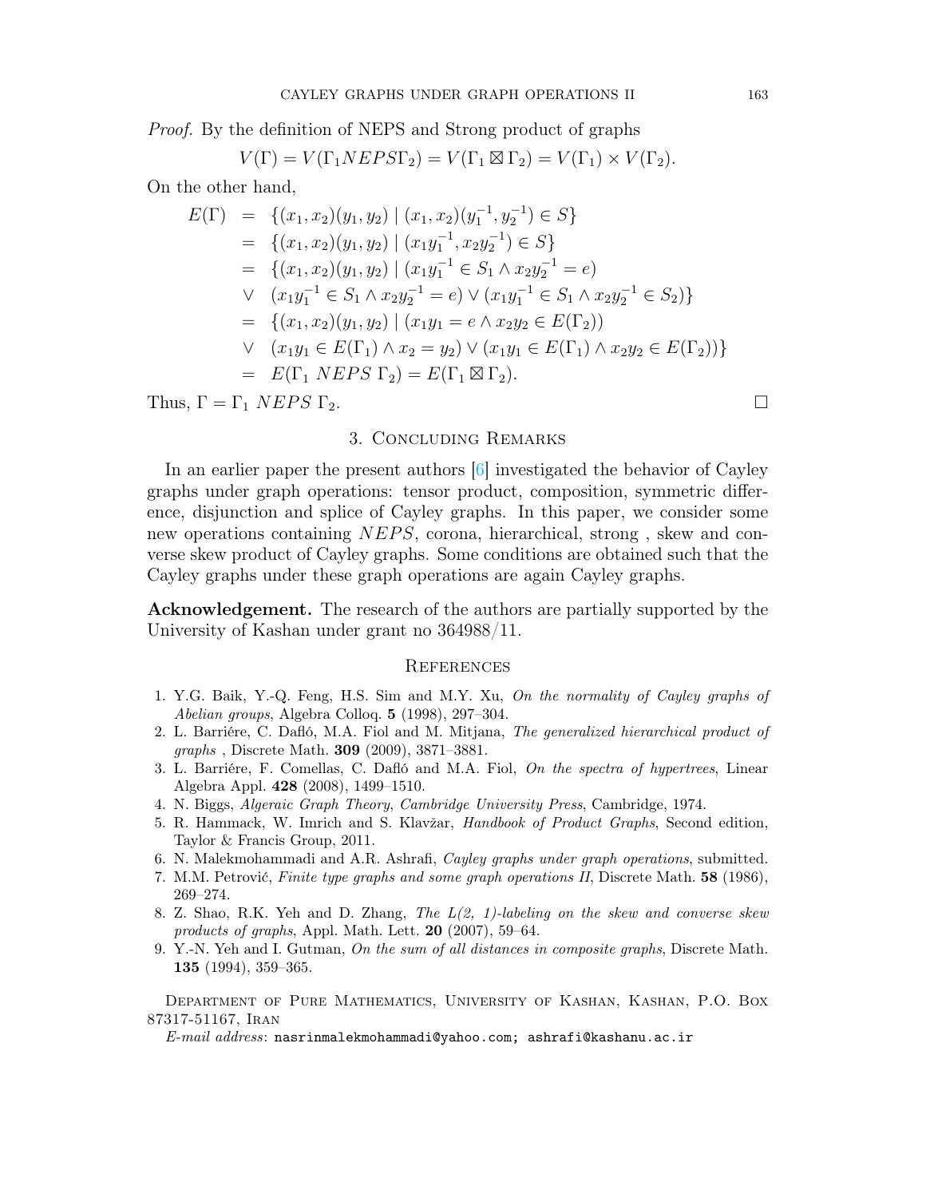*Proof.* By the definition of NEPS and Strong product of graphs

$$V(\Gamma) = V(\Gamma_1 NEPS \Gamma_2) = V(\Gamma_1 \boxtimes \Gamma_2) = V(\Gamma_1) \times V(\Gamma_2).$$

On the other hand,

$$\begin{aligned}
E(\Gamma) &= \{(x_1, x_2)(y_1, y_2) \mid (x_1, x_2)(y_1^{-1}, y_2^{-1}) \in S\} \\
&= \{(x_1, x_2)(y_1, y_2) \mid (x_1 y_1^{-1}, x_2 y_2^{-1}) \in S\} \\
&= \{(x_1, x_2)(y_1, y_2) \mid (x_1 y_1^{-1} \in S_1 \wedge x_2 y_2^{-1} = e) \\
&\vee \ (x_1 y_1^{-1} \in S_1 \wedge x_2 y_2^{-1} = e) \vee (x_1 y_1^{-1} \in S_1 \wedge x_2 y_2^{-1} \in S_2)\} \\
&= \{(x_1, x_2)(y_1, y_2) \mid (x_1 y_1 = e \wedge x_2 y_2 \in E(\Gamma_2)) \\
&\vee \ (x_1 y_1 \in E(\Gamma_1) \wedge x_2 = y_2) \vee (x_1 y_1 \in E(\Gamma_1) \wedge x_2 y_2 \in E(\Gamma_2))\} \\
&= E(\Gamma_1 \ NEPS \ \Gamma_2) = E(\Gamma_1 \boxtimes \Gamma_2).
\end{aligned}$$

Thus, $\Gamma = \Gamma_1 \ NEPS \ \Gamma_2$. □

## 3. Concluding Remarks

In an earlier paper the present authors [6] investigated the behavior of Cayley graphs under graph operations: tensor product, composition, symmetric difference, disjunction and splice of Cayley graphs. In this paper, we consider some new operations containing $NEPS$, corona, hierarchical, strong , skew and converse skew product of Cayley graphs. Some conditions are obtained such that the Cayley graphs under these graph operations are again Cayley graphs.

**Acknowledgement.** The research of the authors are partially supported by the University of Kashan under grant no 364988/11.

## References

1. Y.G. Baik, Y.-Q. Feng, H.S. Sim and M.Y. Xu, *On the normality of Cayley graphs of Abelian groups*, Algebra Colloq. **5** (1998), 297–304.
2. L. Barriére, C. Dafló, M.A. Fiol and M. Mitjana, *The generalized hierarchical product of graphs* , Discrete Math. **309** (2009), 3871–3881.
3. L. Barriére, F. Comellas, C. Dafló and M.A. Fiol, *On the spectra of hypertrees*, Linear Algebra Appl. **428** (2008), 1499–1510.
4. N. Biggs, *Algeraic Graph Theory*, *Cambridge University Press*, Cambridge, 1974.
5. R. Hammack, W. Imrich and S. Klavžar, *Handbook of Product Graphs*, Second edition, Taylor & Francis Group, 2011.
6. N. Malekmohammadi and A.R. Ashrafi, *Cayley graphs under graph operations*, submitted.
7. M.M. Petrović, *Finite type graphs and some graph operations II*, Discrete Math. **58** (1986), 269–274.
8. Z. Shao, R.K. Yeh and D. Zhang, *The L(2, 1)-labeling on the skew and converse skew products of graphs*, Appl. Math. Lett. **20** (2007), 59–64.
9. Y.-N. Yeh and I. Gutman, *On the sum of all distances in composite graphs*, Discrete Math. **135** (1994), 359–365.

Department of Pure Mathematics, University of Kashan, Kashan, P.O. Box 87317-51167, Iran

*E-mail address*: nasrinmalekmohammadi@yahoo.com; ashrafi@kashanu.ac.ir